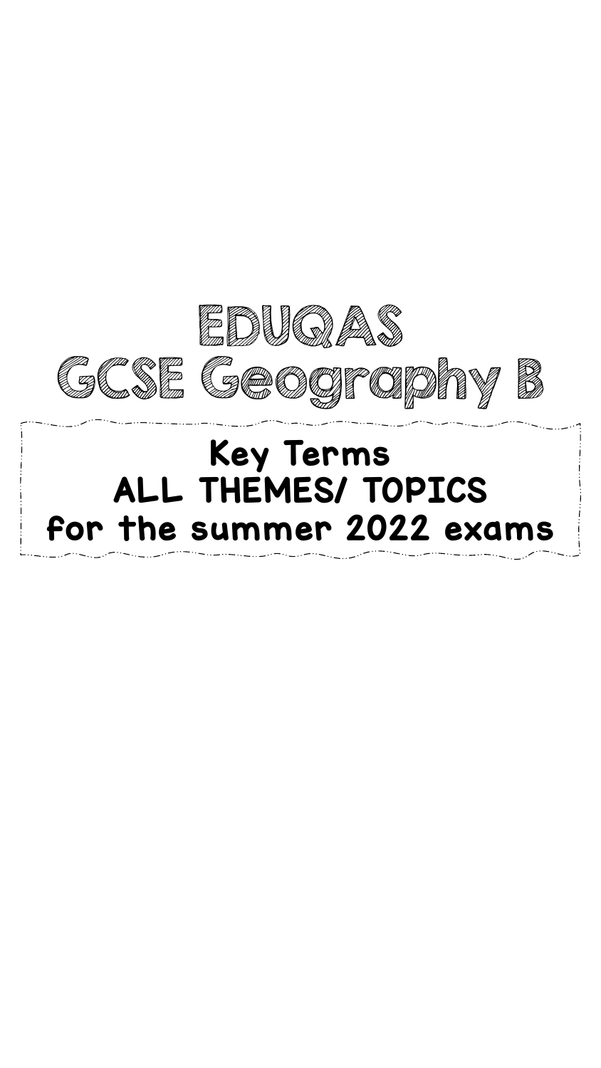# EDUQAS
# GCSE Geography B

## Key Terms
## ALL THEMES/ TOPICS
## for the summer 2022 exams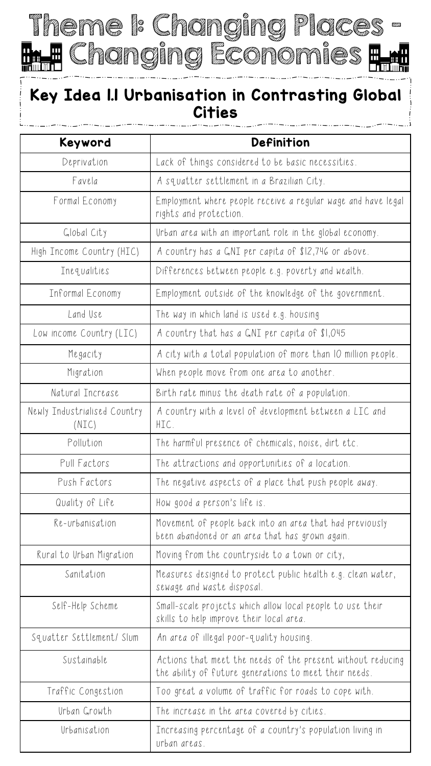# Theme 1: Changing Places - Changing Economies

## Key Idea 1.1 Urbanisation in Contrasting Global Cities

| Keyword | Definition |
| --- | --- |
| Deprivation | Lack of things considered to be basic necessities. |
| Favela | A squatter settlement in a Brazilian City. |
| Formal Economy | Employment where people receive a regular wage and have legal rights and protection. |
| Global City | Urban area with an important role in the global economy. |
| High Income Country (HIC) | A country has a GNI per capita of $12,746 or above. |
| Inequalities | Differences between people e.g. poverty and wealth. |
| Informal Economy | Employment outside of the knowledge of the government. |
| Land Use | The way in which land is used e.g. housing |
| Low income Country (LIC) | A country that has a GNI per capita of $1,045 |
| Megacity | A city with a total population of more than 10 million people. |
| Migration | When people move from one area to another. |
| Natural Increase | Birth rate minus the death rate of a population. |
| Newly Industrialised Country (NIC) | A country with a level of development between a LIC and HIC. |
| Pollution | The harmful presence of chemicals, noise, dirt etc. |
| Pull Factors | The attractions and opportunities of a location. |
| Push Factors | The negative aspects of a place that push people away. |
| Quality of Life | How good a person's life is. |
| Re-urbanisation | Movement of people back into an area that had previously been abandoned or an area that has grown again. |
| Rural to Urban Migration | Moving from the countryside to a town or city, |
| Sanitation | Measures designed to protect public health e.g. clean water, sewage and waste disposal. |
| Self-Help Scheme | Small-scale projects which allow local people to use their skills to help improve their local area. |
| Squatter Settlement/ Slum | An area of illegal poor-quality housing. |
| Sustainable | Actions that meet the needs of the present without reducing the ability of future generations to meet their needs. |
| Traffic Congestion | Too great a volume of traffic for roads to cope with. |
| Urban Growth | The increase in the area covered by cities. |
| Urbanisation | Increasing percentage of a country's population living in urban areas. |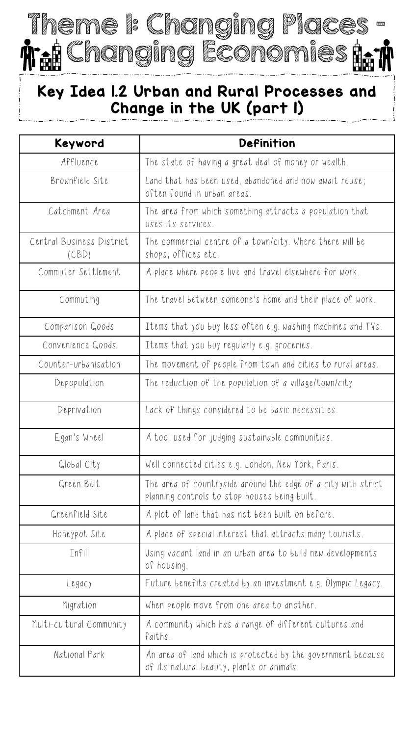# Theme 1: Changing Places - Changing Economies

## Key Idea 1.2 Urban and Rural Processes and Change in the UK (part 1)

| Keyword | Definition |
|---|---|
| Affluence | The state of having a great deal of money or wealth. |
| Brownfield Site | Land that has been used, abandoned and now await reuse; often found in urban areas. |
| Catchment Area | The area from which something attracts a population that uses its services. |
| Central Business District (CBD) | The commercial centre of a town/city. Where there will be shops, offices etc. |
| Commuter Settlement | A place where people live and travel elsewhere for work. |
| Commuting | The travel between someone's home and their place of work. |
| Comparison Goods | Items that you buy less often e.g. washing machines and TVs. |
| Convenience Goods | Items that you buy regularly e.g. groceries. |
| Counter-urbanisation | The movement of people from town and cities to rural areas. |
| Depopulation | The reduction of the population of a village/town/city |
| Deprivation | Lack of things considered to be basic necessities. |
| Egan's Wheel | A tool used for judging sustainable communities. |
| Global City | Well connected cities e.g. London, New York, Paris. |
| Green Belt | The area of countryside around the edge of a city with strict planning controls to stop houses being built. |
| Greenfield Site | A plot of land that has not been built on before. |
| Honeypot Site | A place of special interest that attracts many tourists. |
| Infill | Using vacant land in an urban area to build new developments of housing. |
| Legacy | Future benefits created by an investment e.g. Olympic Legacy. |
| Migration | When people move from one area to another. |
| Multi-cultural Community | A community which has a range of different cultures and faiths. |
| National Park | An area of land which is protected by the government because of its natural beauty, plants or animals. |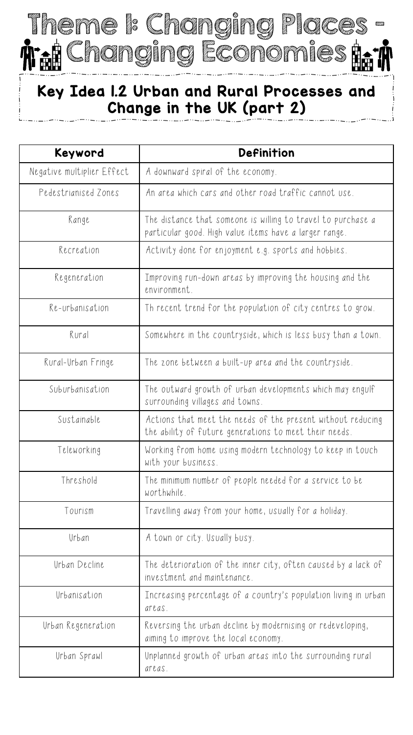# Theme 1: Changing Places - Changing Economies

## Key Idea 1.2 Urban and Rural Processes and Change in the UK (part 2)

| Keyword | Definition |
| --- | --- |
| Negative multiplier Effect | A downward spiral of the economy. |
| Pedestrianised Zones | An area which cars and other road traffic cannot use. |
| Range | The distance that someone is willing to travel to purchase a particular good. High value items have a larger range. |
| Recreation | Activity done for enjoyment e.g. sports and hobbies. |
| Regeneration | Improving run-down areas by improving the housing and the environment. |
| Re-urbanisation | Th recent trend for the population of city centres to grow. |
| Rural | Somewhere in the countryside, which is less busy than a town. |
| Rural-Urban Fringe | The zone between a built-up area and the countryside. |
| Suburbanisation | The outward growth of urban developments which may engulf surrounding villages and towns. |
| Sustainable | Actions that meet the needs of the present without reducing the ability of future generations to meet their needs. |
| Teleworking | Working from home using modern technology to keep in touch with your business. |
| Threshold | The minimum number of people needed for a service to be worthwhile. |
| Tourism | Travelling away from your home, usually for a holiday. |
| Urban | A town or city. Usually busy. |
| Urban Decline | The deterioration of the inner city, often caused by a lack of investment and maintenance. |
| Urbanisation | Increasing percentage of a country's population living in urban areas. |
| Urban Regeneration | Reversing the urban decline by modernising or redeveloping, aiming to improve the local economy. |
| Urban Sprawl | Unplanned growth of urban areas into the surrounding rural areas. |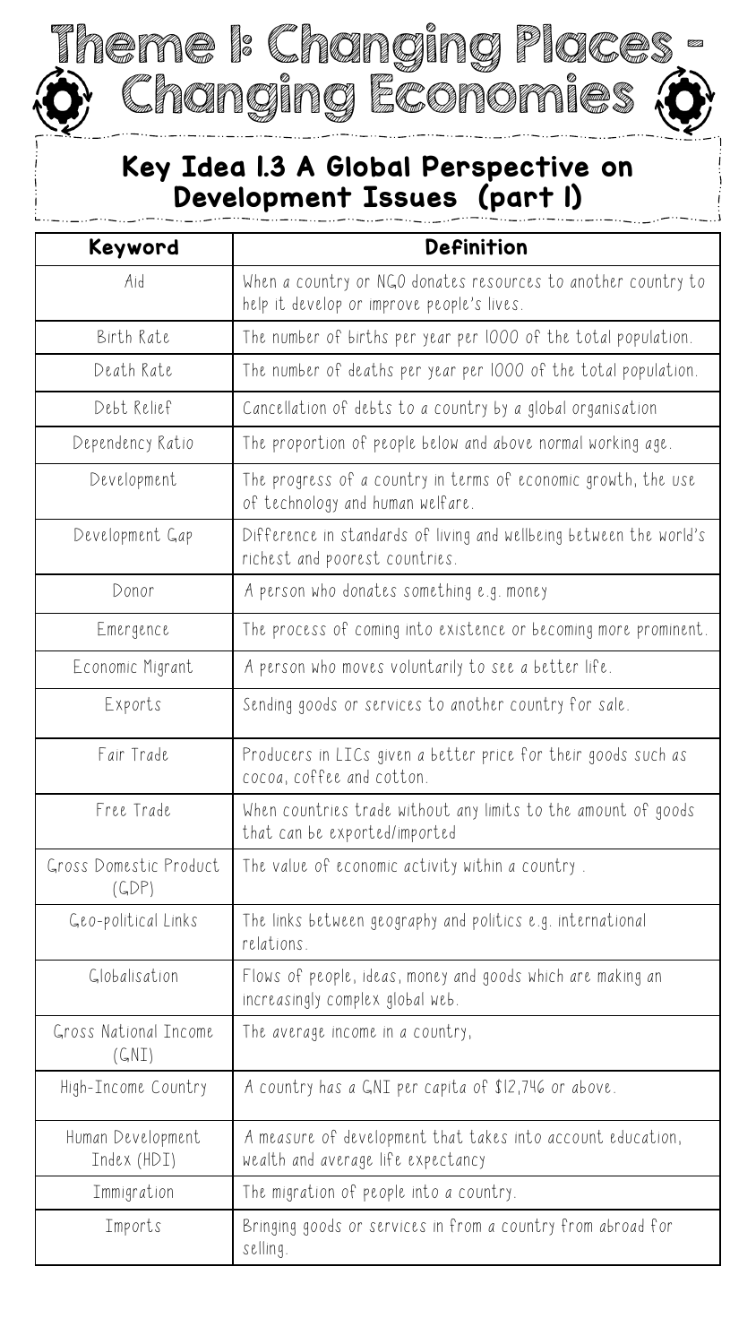# Theme I: Changing Places - Changing Economies

## Key Idea 1.3 A Global Perspective on Development Issues (part 1)

| Keyword | Definition |
| --- | --- |
| Aid | When a country or NGO donates resources to another country to help it develop or improve people's lives. |
| Birth Rate | The number of births per year per 1000 of the total population. |
| Death Rate | The number of deaths per year per 1000 of the total population. |
| Debt Relief | Cancellation of debts to a country by a global organisation |
| Dependency Ratio | The proportion of people below and above normal working age. |
| Development | The progress of a country in terms of economic growth, the use of technology and human welfare. |
| Development Gap | Difference in standards of living and wellbeing between the world's richest and poorest countries. |
| Donor | A person who donates something e.g. money |
| Emergence | The process of coming into existence or becoming more prominent. |
| Economic Migrant | A person who moves voluntarily to see a better life. |
| Exports | Sending goods or services to another country for sale. |
| Fair Trade | Producers in LICs given a better price for their goods such as cocoa, coffee and cotton. |
| Free Trade | When countries trade without any limits to the amount of goods that can be exported/imported |
| Gross Domestic Product (GDP) | The value of economic activity within a country . |
| Geo-political Links | The links between geography and politics e.g. international relations. |
| Globalisation | Flows of people, ideas, money and goods which are making an increasingly complex global web. |
| Gross National Income (GNI) | The average income in a country, |
| High-Income Country | A country has a GNI per capita of $12,746 or above. |
| Human Development Index (HDI) | A measure of development that takes into account education, wealth and average life expectancy |
| Immigration | The migration of people into a country. |
| Imports | Bringing goods or services in from a country from abroad for selling. |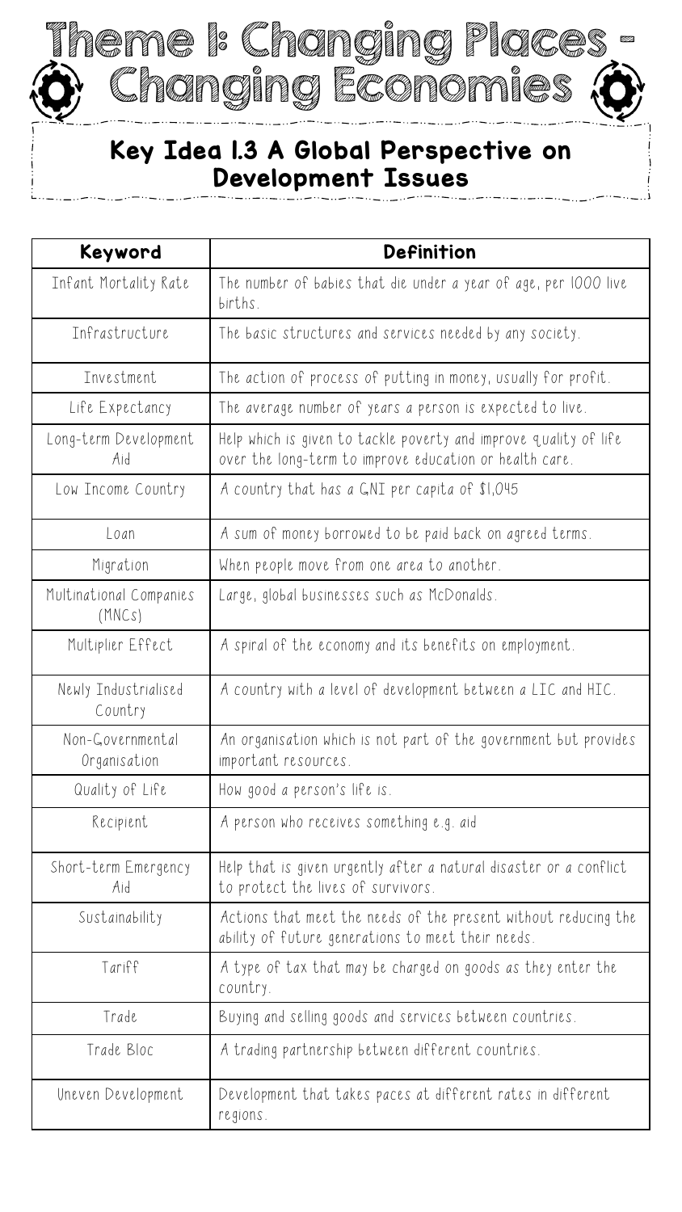# Theme 1: Changing Places - Changing Economies

## Key Idea 1.3 A Global Perspective on Development Issues

| Keyword | Definition |
| --- | --- |
| Infant Mortality Rate | The number of babies that die under a year of age, per 1000 live births. |
| Infrastructure | The basic structures and services needed by any society. |
| Investment | The action of process of putting in money, usually for profit. |
| Life Expectancy | The average number of years a person is expected to live. |
| Long-term Development Aid | Help which is given to tackle poverty and improve quality of life over the long-term to improve education or health care. |
| Low Income Country | A country that has a GNI per capita of $1,045 |
| Loan | A sum of money borrowed to be paid back on agreed terms. |
| Migration | When people move from one area to another. |
| Multinational Companies (MNCs) | Large, global businesses such as McDonalds. |
| Multiplier Effect | A spiral of the economy and its benefits on employment. |
| Newly Industrialised Country | A country with a level of development between a LIC and HIC. |
| Non-Governmental Organisation | An organisation which is not part of the government but provides important resources. |
| Quality of Life | How good a person's life is. |
| Recipient | A person who receives something e.g. aid |
| Short-term Emergency Aid | Help that is given urgently after a natural disaster or a conflict to protect the lives of survivors. |
| Sustainability | Actions that meet the needs of the present without reducing the ability of future generations to meet their needs. |
| Tariff | A type of tax that may be charged on goods as they enter the country. |
| Trade | Buying and selling goods and services between countries. |
| Trade Bloc | A trading partnership between different countries. |
| Uneven Development | Development that takes paces at different rates in different regions. |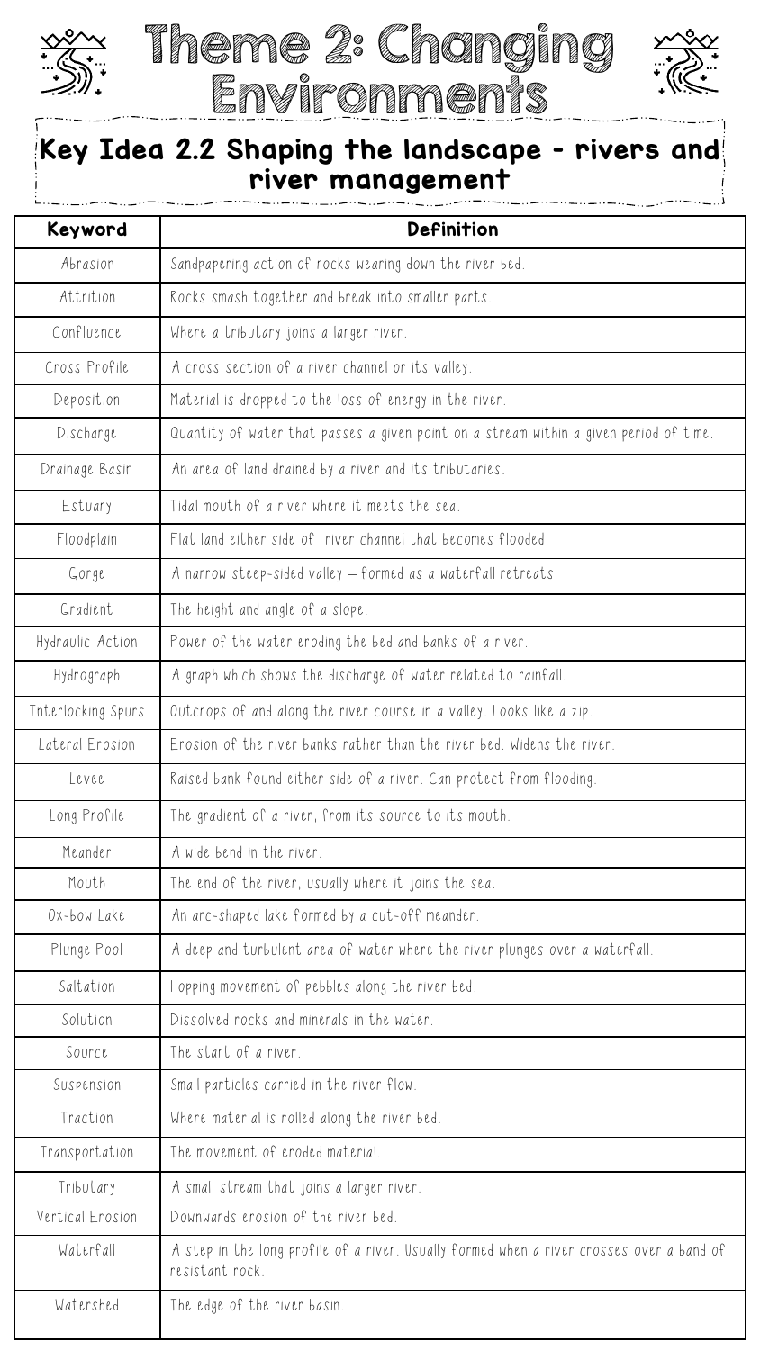# Theme 2: Changing Environments

## Key Idea 2.2 Shaping the landscape - rivers and river management

| Keyword | Definition |
| --- | --- |
| Abrasion | Sandpapering action of rocks wearing down the river bed. |
| Attrition | Rocks smash together and break into smaller parts. |
| Confluence | Where a tributary joins a larger river. |
| Cross Profile | A cross section of a river channel or its valley. |
| Deposition | Material is dropped to the loss of energy in the river. |
| Discharge | Quantity of water that passes a given point on a stream within a given period of time. |
| Drainage Basin | An area of land drained by a river and its tributaries. |
| Estuary | Tidal mouth of a river where it meets the sea. |
| Floodplain | Flat land either side of river channel that becomes flooded. |
| Gorge | A narrow steep-sided valley – formed as a waterfall retreats. |
| Gradient | The height and angle of a slope. |
| Hydraulic Action | Power of the water eroding the bed and banks of a river. |
| Hydrograph | A graph which shows the discharge of water related to rainfall. |
| Interlocking Spurs | Outcrops of and along the river course in a valley. Looks like a zip. |
| Lateral Erosion | Erosion of the river banks rather than the river bed. Widens the river. |
| Levee | Raised bank found either side of a river. Can protect from flooding. |
| Long Profile | The gradient of a river, from its source to its mouth. |
| Meander | A wide bend in the river. |
| Mouth | The end of the river, usually where it joins the sea. |
| Ox-bow Lake | An arc-shaped lake formed by a cut-off meander. |
| Plunge Pool | A deep and turbulent area of water where the river plunges over a waterfall. |
| Saltation | Hopping movement of pebbles along the river bed. |
| Solution | Dissolved rocks and minerals in the water. |
| Source | The start of a river. |
| Suspension | Small particles carried in the river flow. |
| Traction | Where material is rolled along the river bed. |
| Transportation | The movement of eroded material. |
| Tributary | A small stream that joins a larger river. |
| Vertical Erosion | Downwards erosion of the river bed. |
| Waterfall | A step in the long profile of a river. Usually formed when a river crosses over a band of resistant rock. |
| Watershed | The edge of the river basin. |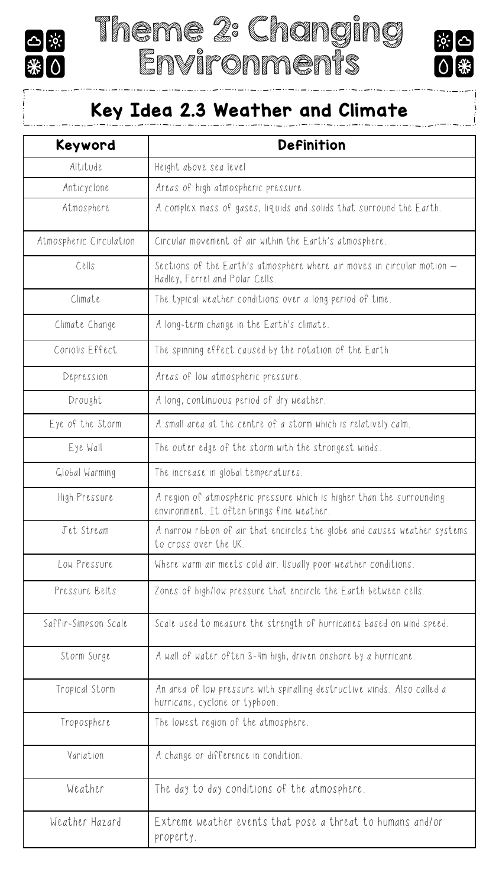# Theme 2: Changing Environments

## Key Idea 2.3 Weather and Climate

| Keyword | Definition |
|---|---|
| Altitude | Height above sea level |
| Anticyclone | Areas of high atmospheric pressure. |
| Atmosphere | A complex mass of gases, liquids and solids that surround the Earth. |
| Atmospheric Circulation | Circular movement of air within the Earth's atmosphere. |
| Cells | Sections of the Earth's atmosphere where air moves in circular motion – Hadley, Ferrel and Polar Cells. |
| Climate | The typical weather conditions over a long period of time. |
| Climate Change | A long-term change in the Earth's climate. |
| Coriolis Effect | The spinning effect caused by the rotation of the Earth. |
| Depression | Areas of low atmospheric pressure. |
| Drought | A long, continuous period of dry weather. |
| Eye of the Storm | A small area at the centre of a storm which is relatively calm. |
| Eye Wall | The outer edge of the storm with the strongest winds. |
| Global Warming | The increase in global temperatures. |
| High Pressure | A region of atmospheric pressure which is higher than the surrounding environment. It often brings fine weather. |
| Jet Stream | A narrow ribbon of air that encircles the globe and causes weather systems to cross over the UK. |
| Low Pressure | Where warm air meets cold air. Usually poor weather conditions. |
| Pressure Belts | Zones of high/low pressure that encircle the Earth between cells. |
| Saffir-Simpson Scale | Scale used to measure the strength of hurricanes based on wind speed. |
| Storm Surge | A wall of water often 3-4m high, driven onshore by a hurricane. |
| Tropical Storm | An area of low pressure with spiralling destructive winds. Also called a hurricane, cyclone or typhoon. |
| Troposphere | The lowest region of the atmosphere. |
| Variation | A change or difference in condition. |
| Weather | The day to day conditions of the atmosphere. |
| Weather Hazard | Extreme weather events that pose a threat to humans and/or property. |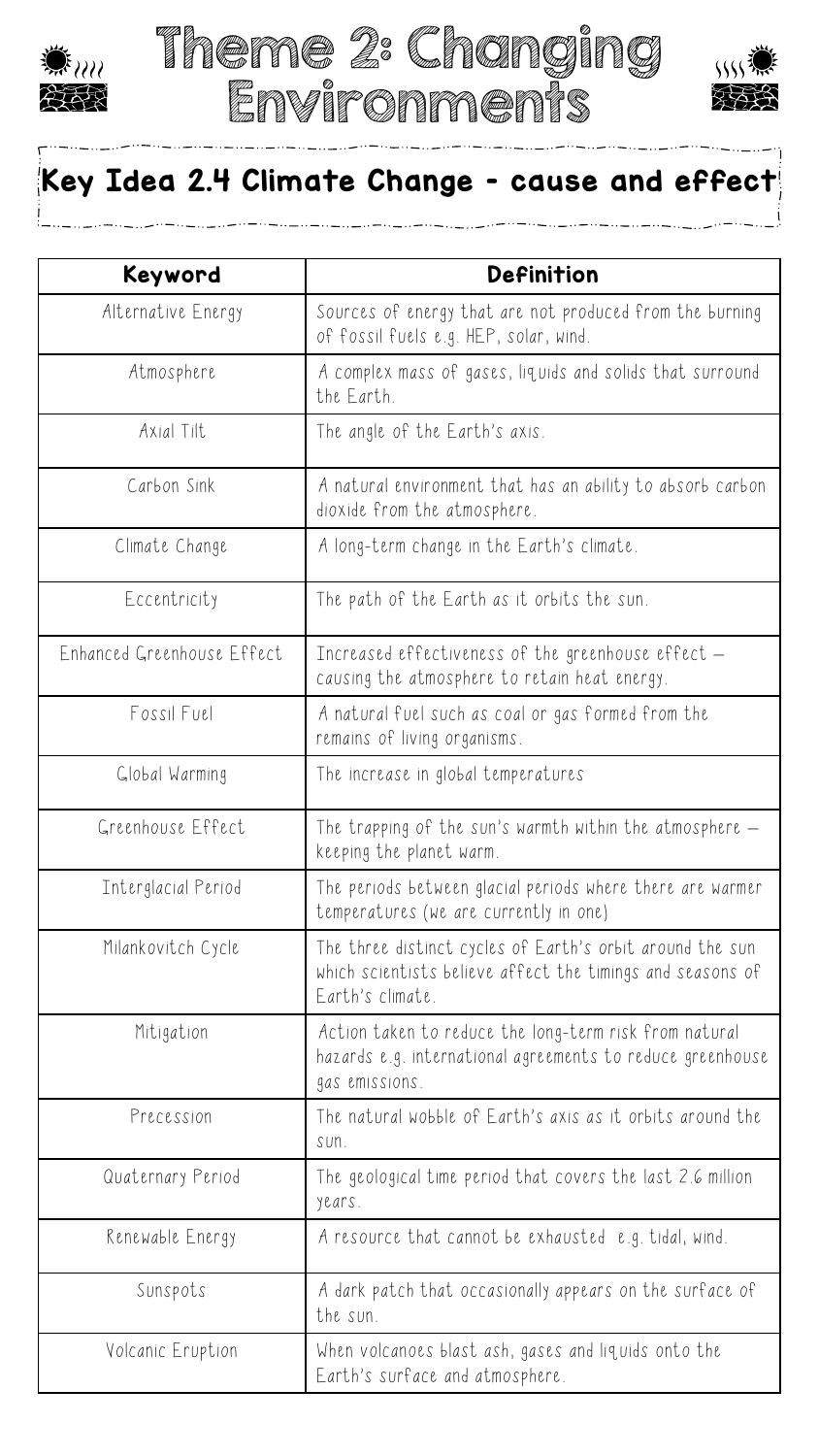# Theme 2: Changing Environments

## Key Idea 2.4 Climate Change - cause and effect

| Keyword | Definition |
| --- | --- |
| Alternative Energy | Sources of energy that are not produced from the burning of fossil fuels e.g. HEP, solar, wind. |
| Atmosphere | A complex mass of gases, liquids and solids that surround the Earth. |
| Axial Tilt | The angle of the Earth's axis. |
| Carbon Sink | A natural environment that has an ability to absorb carbon dioxide from the atmosphere. |
| Climate Change | A long-term change in the Earth's climate. |
| Eccentricity | The path of the Earth as it orbits the sun. |
| Enhanced Greenhouse Effect | Increased effectiveness of the greenhouse effect – causing the atmosphere to retain heat energy. |
| Fossil Fuel | A natural fuel such as coal or gas formed from the remains of living organisms. |
| Global Warming | The increase in global temperatures |
| Greenhouse Effect | The trapping of the sun's warmth within the atmosphere – keeping the planet warm. |
| Interglacial Period | The periods between glacial periods where there are warmer temperatures (we are currently in one) |
| Milankovitch Cycle | The three distinct cycles of Earth's orbit around the sun which scientists believe affect the timings and seasons of Earth's climate. |
| Mitigation | Action taken to reduce the long-term risk from natural hazards e.g. international agreements to reduce greenhouse gas emissions. |
| Precession | The natural wobble of Earth's axis as it orbits around the sun. |
| Quaternary Period | The geological time period that covers the last 2.6 million years. |
| Renewable Energy | A resource that cannot be exhausted e.g. tidal, wind. |
| Sunspots | A dark patch that occasionally appears on the surface of the sun. |
| Volcanic Eruption | When volcanoes blast ash, gases and liquids onto the Earth's surface and atmosphere. |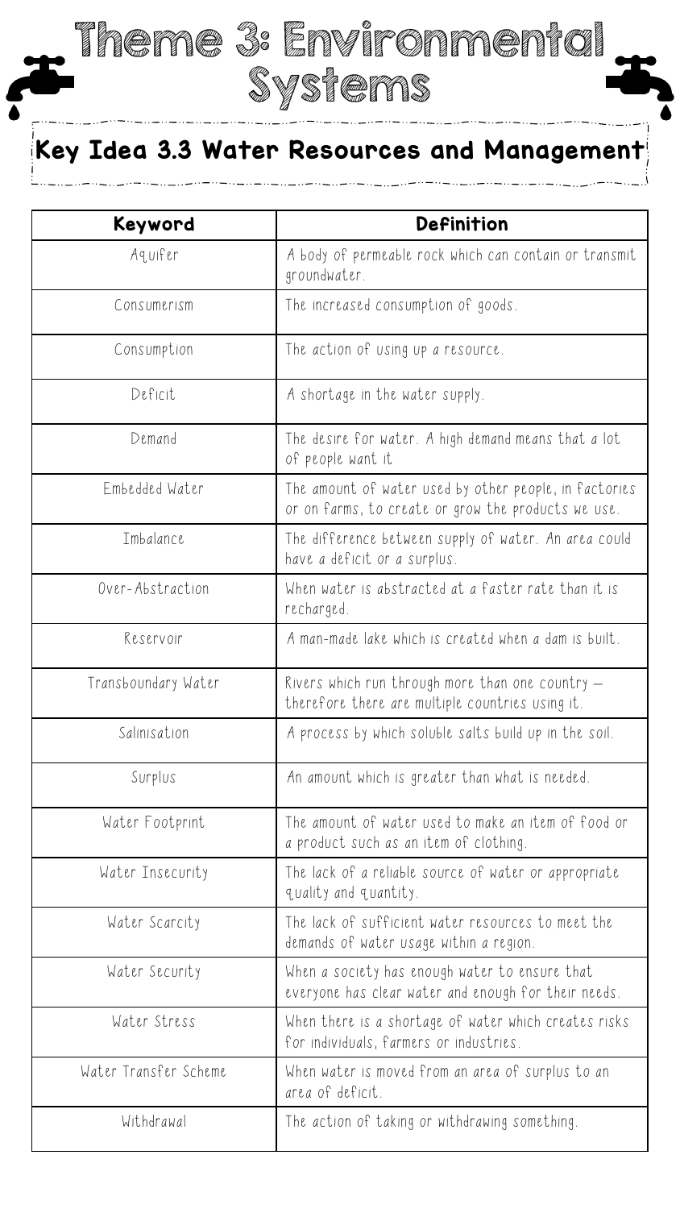# Theme 3: Environmental Systems

## Key Idea 3.3 Water Resources and Management

| Keyword | Definition |
| --- | --- |
| Aquifer | A body of permeable rock which can contain or transmit groundwater. |
| Consumerism | The increased consumption of goods. |
| Consumption | The action of using up a resource. |
| Deficit | A shortage in the water supply. |
| Demand | The desire for water. A high demand means that a lot of people want it |
| Embedded Water | The amount of water used by other people, in factories or on farms, to create or grow the products we use. |
| Imbalance | The difference between supply of water. An area could have a deficit or a surplus. |
| Over-Abstraction | When water is abstracted at a faster rate than it is recharged. |
| Reservoir | A man-made lake which is created when a dam is built. |
| Transboundary Water | Rivers which run through more than one country – therefore there are multiple countries using it. |
| Salinisation | A process by which soluble salts build up in the soil. |
| Surplus | An amount which is greater than what is needed. |
| Water Footprint | The amount of water used to make an item of food or a product such as an item of clothing. |
| Water Insecurity | The lack of a reliable source of water or appropriate quality and quantity. |
| Water Scarcity | The lack of sufficient water resources to meet the demands of water usage within a region. |
| Water Security | When a society has enough water to ensure that everyone has clear water and enough for their needs. |
| Water Stress | When there is a shortage of water which creates risks for individuals, farmers or industries. |
| Water Transfer Scheme | When water is moved from an area of surplus to an area of deficit. |
| Withdrawal | The action of taking or withdrawing something. |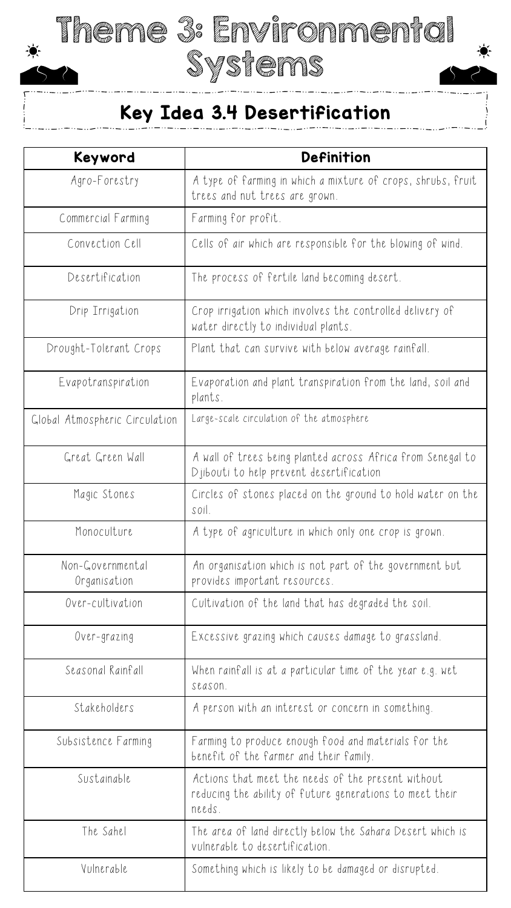# Theme 3: Environmental Systems

## Key Idea 3.4 Desertification

| Keyword | Definition |
| --- | --- |
| Agro-Forestry | A type of farming in which a mixture of crops, shrubs, fruit trees and nut trees are grown. |
| Commercial Farming | Farming for profit. |
| Convection Cell | Cells of air which are responsible for the blowing of wind. |
| Desertification | The process of fertile land becoming desert. |
| Drip Irrigation | Crop irrigation which involves the controlled delivery of water directly to individual plants. |
| Drought-Tolerant Crops | Plant that can survive with below average rainfall. |
| Evapotranspiration | Evaporation and plant transpiration from the land, soil and plants. |
| Global Atmospheric Circulation | Large-scale circulation of the atmosphere |
| Great Green Wall | A wall of trees being planted across Africa from Senegal to Djibouti to help prevent desertification |
| Magic Stones | Circles of stones placed on the ground to hold water on the soil. |
| Monoculture | A type of agriculture in which only one crop is grown. |
| Non-Governmental Organisation | An organisation which is not part of the government but provides important resources. |
| Over-cultivation | Cultivation of the land that has degraded the soil. |
| Over-grazing | Excessive grazing which causes damage to grassland. |
| Seasonal Rainfall | When rainfall is at a particular time of the year e.g. wet season. |
| Stakeholders | A person with an interest or concern in something. |
| Subsistence Farming | Farming to produce enough food and materials for the benefit of the farmer and their family. |
| Sustainable | Actions that meet the needs of the present without reducing the ability of future generations to meet their needs. |
| The Sahel | The area of land directly below the Sahara Desert which is vulnerable to desertification. |
| Vulnerable | Something which is likely to be damaged or disrupted. |